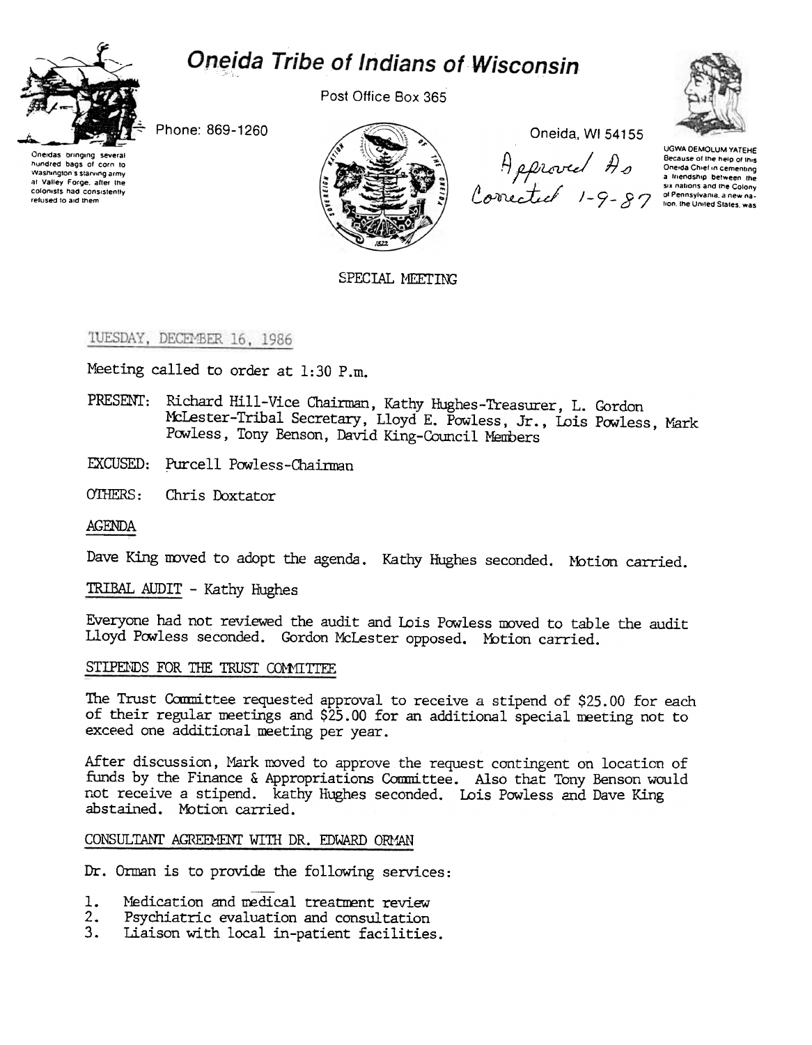# Oneida Tribe of Indians of Wisconsin

Oneidas bringing several hundred bags of corn to Washington's starving army at Valley Forge, after the colonists had consistently refused to aid them

Phone: 869-1260

Post Office Box 365

Oneida, WI 54155

Approved As Corrected 1-9-87

UGWA DEMOLUM YATEHE Because of the help of this Oneida Chief in cementing a friendship between the six nations and the Colony of Pennsylvania, a new nation, the United States, was

SPECIAL MEETING

TUESDAY, DECEMBER 16, 1986

Meeting called to order at 1:30 P.m.

PRESENT: Richard Hill-Vice Chairman, Kathy Hughes-Treasurer, L. Gordon McLester-Tribal Secretary, Lloyd E. Powless, Jr., Lois Powless, Mark Powless, Tony Benson, David King-Council Members

EXCUSED: Purcell Powless-Chairman

OTHERS: Chris Doxtator

AGENDA

Dave King moved to adopt the agenda. Kathy Hughes seconded. Motion carried.

TRIBAL AUDIT - Kathy Hughes

Everyone had not reviewed the audit and Lois Powless moved to table the audit Lloyd Powless seconded. Gordon McLester opposed. Motion carried.

STIPENDS FOR THE TRUST COMMITTEE

The Trust Committee requested approval to receive a stipend of $25.00 for each of their regular meetings and $25.00 for an additional special meeting not to exceed one additional meeting per year.

After discussion, Mark moved to approve the request contingent on location of funds by the Finance & Appropriations Committee. Also that Tony Benson would not receive a stipend. kathy Hughes seconded. Lois Powless and Dave King abstained. Motion carried.

CONSULTANT AGREEMENT WITH DR. EDWARD ORMAN

Dr. Orman is to provide the following services:

1. Medication and medical treatment review
2. Psychiatric evaluation and consultation
3. Liaison with local in-patient facilities.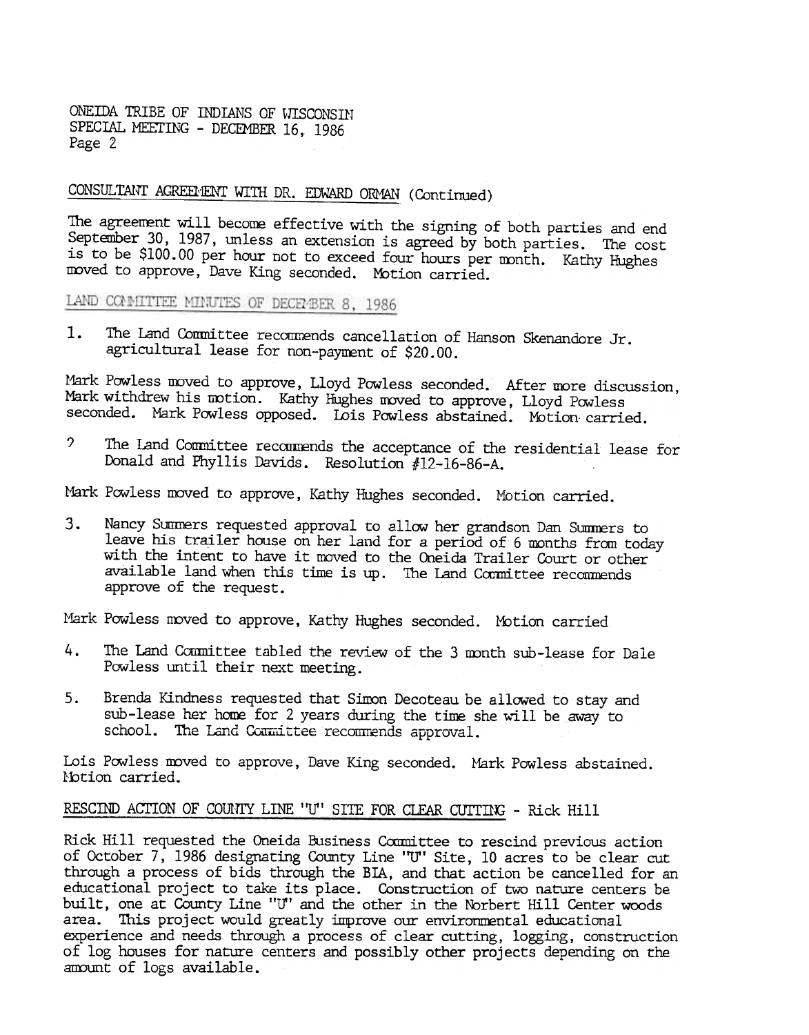ONEIDA TRIBE OF INDIANS OF WISCONSIN
SPECIAL MEETING - DECEMBER 16, 1986
Page 2

## CONSULTANT AGREEMENT WITH DR. EDWARD ORMAN (Continued)

The agreement will become effective with the signing of both parties and end September 30, 1987, unless an extension is agreed by both parties. The cost is to be $100.00 per hour not to exceed four hours per month. Kathy Hughes moved to approve, Dave King seconded. Motion carried.

## LAND COMMITTEE MINUTES OF DECEMBER 8, 1986

1. The Land Committee recommends cancellation of Hanson Skenandore Jr. agricultural lease for non-payment of $20.00.

Mark Powless moved to approve, Lloyd Powless seconded. After more discussion, Mark withdrew his motion. Kathy Hughes moved to approve, Lloyd Powless seconded. Mark Powless opposed. Lois Powless abstained. Motion carried.

2. The Land Committee recommends the acceptance of the residential lease for Donald and Phyllis Davids. Resolution #12-16-86-A.

Mark Powless moved to approve, Kathy Hughes seconded. Motion carried.

3. Nancy Summers requested approval to allow her grandson Dan Summers to leave his trailer house on her land for a period of 6 months from today with the intent to have it moved to the Oneida Trailer Court or other available land when this time is up. The Land Committee recommends approve of the request.

Mark Powless moved to approve, Kathy Hughes seconded. Motion carried

4. The Land Committee tabled the review of the 3 month sub-lease for Dale Powless until their next meeting.

5. Brenda Kindness requested that Simon Decoteau be allowed to stay and sub-lease her home for 2 years during the time she will be away to school. The Land Committee recommends approval.

Lois Powless moved to approve, Dave King seconded. Mark Powless abstained. Motion carried.

## RESCIND ACTION OF COUNTY LINE "U" SITE FOR CLEAR CUTTING - Rick Hill

Rick Hill requested the Oneida Business Committee to rescind previous action of October 7, 1986 designating County Line "U" Site, 10 acres to be clear cut through a process of bids through the BIA, and that action be cancelled for an educational project to take its place. Construction of two nature centers be built, one at County Line "U" and the other in the Norbert Hill Center woods area. This project would greatly improve our environmental educational experience and needs through a process of clear cutting, logging, construction of log houses for nature centers and possibly other projects depending on the amount of logs available.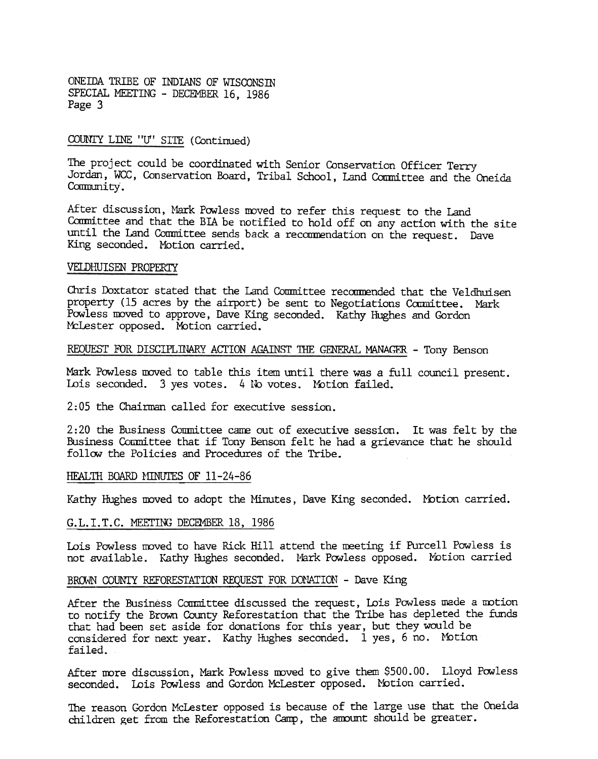## COUNTY LINE "U" SITE (Continued)

The project could be coordinated with Senior Conservation Officer Terry Jordan, WCC, Conservation Board, Tribal School, Land Committee and the Oneida Community.

After discussion, Mark Powless moved to refer this request to the Land Committee and that the BIA be notified to hold off on any action with the site until the Land Committee sends back a recommendation on the request. Dave King seconded. Motion carried.

## VELDHUISEN PROPERTY

Chris Doxtator stated that the Land Committee recommended that the Veldhuisen property (15 acres by the airport) be sent to Negotiations Committee. Mark Powless moved to approve, Dave King seconded. Kathy Hughes and Gordon McLester opposed. Motion carried.

## REQUEST FOR DISCIPLINARY ACTION AGAINST THE GENERAL MANAGER - Tony Benson

Mark Powless moved to table this item until there was a full council present. Lois seconded. 3 yes votes. 4 No votes. Motion failed.

2:05 the Chairman called for executive session.

2:20 the Business Committee came out of executive session. It was felt by the Business Committee that if Tony Benson felt he had a grievance that he should follow the Policies and Procedures of the Tribe.

## HEALTH BOARD MINUTES OF 11-24-86

Kathy Hughes moved to adopt the Minutes, Dave King seconded. Motion carried.

## G.L.I.T.C. MEETING DECEMBER 18, 1986

Lois Powless moved to have Rick Hill attend the meeting if Purcell Powless is not available. Kathy Hughes seconded. Mark Powless opposed. Motion carried

## BROWN COUNTY REFORESTATION REQUEST FOR DONATION - Dave King

After the Business Committee discussed the request, Lois Powless made a motion to notify the Brown County Reforestation that the Tribe has depleted the funds that had been set aside for donations for this year, but they would be considered for next year. Kathy Hughes seconded. 1 yes, 6 no. Motion failed.

After more discussion, Mark Powless moved to give them $500.00. Lloyd Powless seconded. Lois Powless and Gordon McLester opposed. Motion carried.

The reason Gordon McLester opposed is because of the large use that the Oneida children get from the Reforestation Camp, the amount should be greater.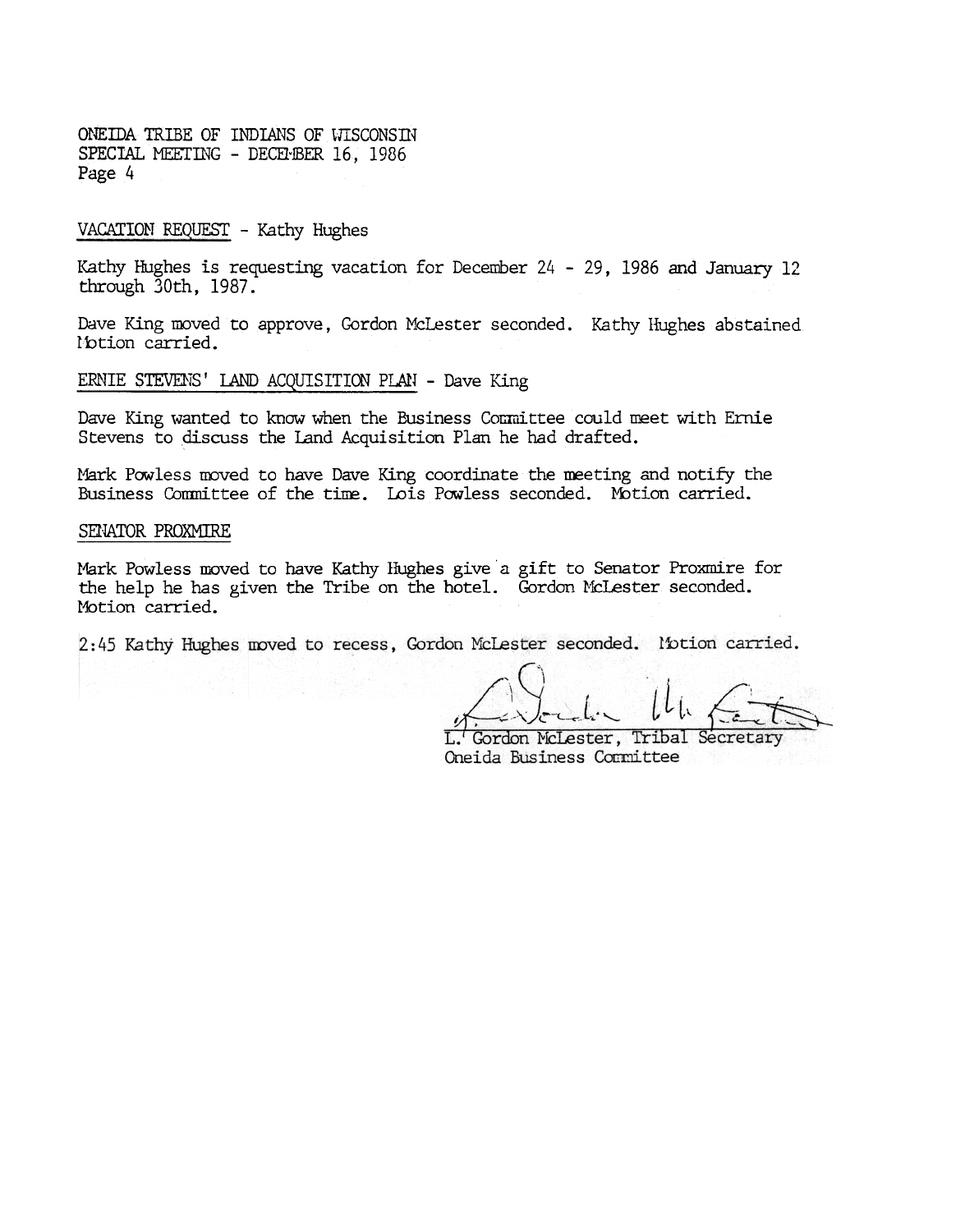ONEIDA TRIBE OF INDIANS OF WISCONSIN
SPECIAL MEETING - DECEMBER 16, 1986

VACATION REQUEST - Kathy Hughes

Kathy Hughes is requesting vacation for December 24 - 29, 1986 and January 12 through 30th, 1987.

Dave King moved to approve, Gordon McLester seconded. Kathy Hughes abstained Motion carried.

ERNIE STEVENS' LAND ACQUISITION PLAN - Dave King

Dave King wanted to know when the Business Committee could meet with Ernie Stevens to discuss the Land Acquisition Plan he had drafted.

Mark Powless moved to have Dave King coordinate the meeting and notify the Business Committee of the time. Lois Powless seconded. Motion carried.

SENATOR PROXMIRE

Mark Powless moved to have Kathy Hughes give a gift to Senator Proxmire for the help he has given the Tribe on the hotel. Gordon McLester seconded. Motion carried.

2:45 Kathy Hughes moved to recess, Gordon McLester seconded. Motion carried.

L. Gordon McLester, Tribal Secretary
Oneida Business Committee